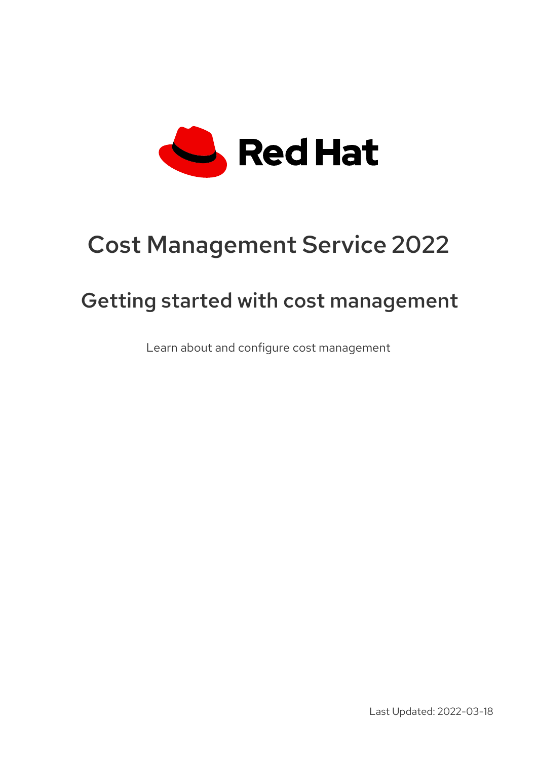Red Hat

# Cost Management Service 2022

## Getting started with cost management

Learn about and configure cost management

Last Updated: 2022-03-18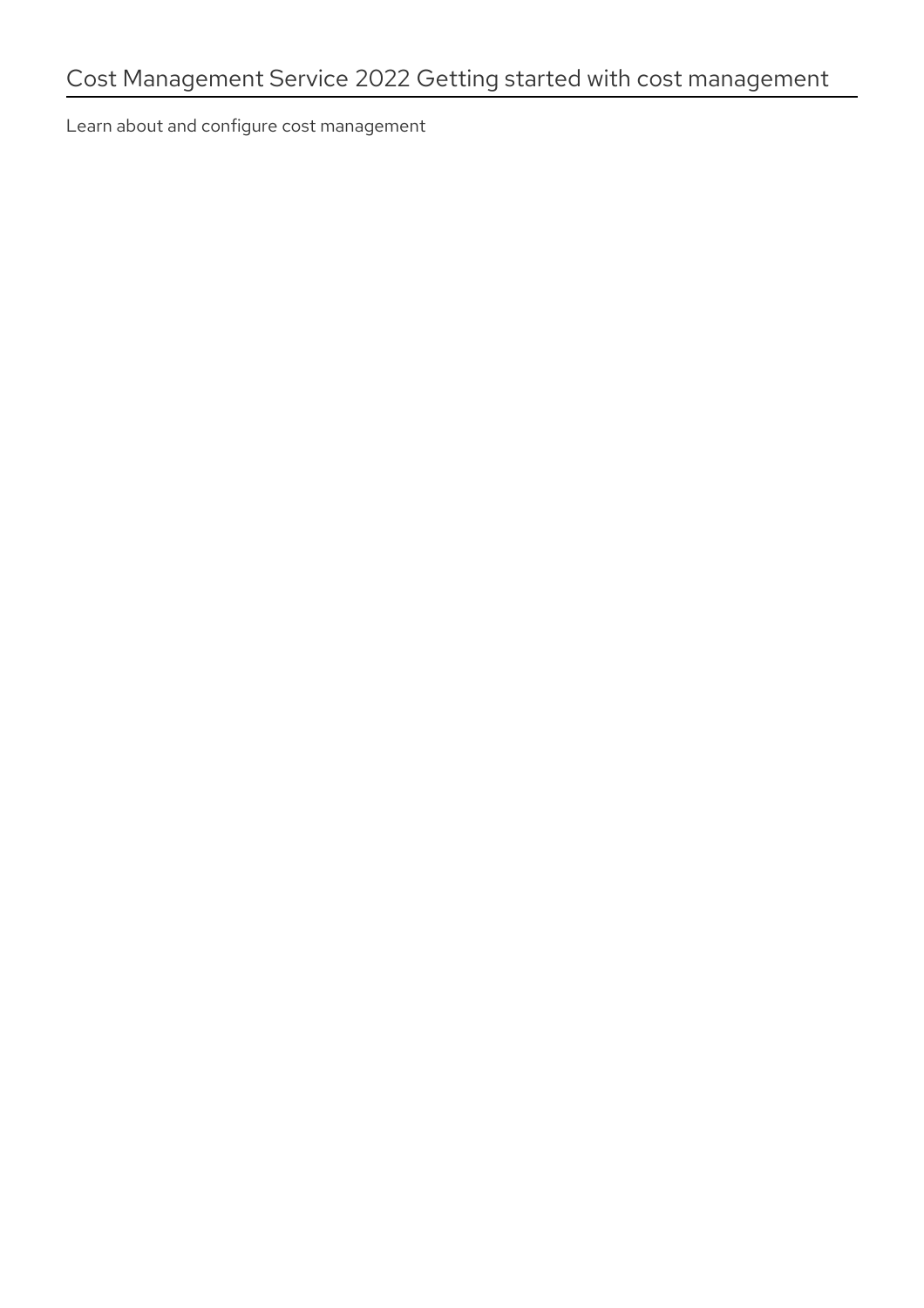# Cost Management Service 2022 Getting started with cost management

Learn about and configure cost management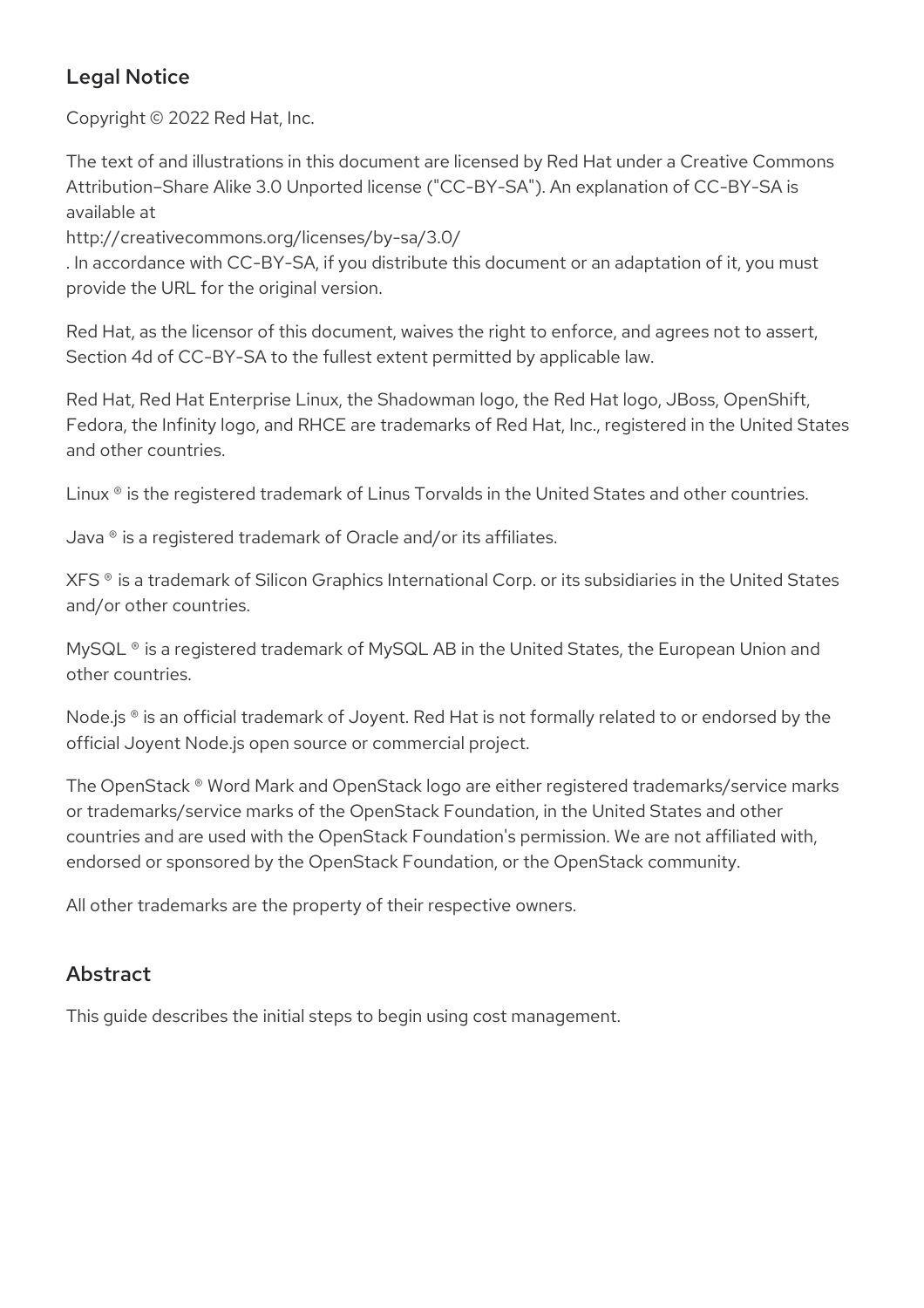## Legal Notice

Copyright © 2022 Red Hat, Inc.

The text of and illustrations in this document are licensed by Red Hat under a Creative Commons Attribution–Share Alike 3.0 Unported license ("CC-BY-SA"). An explanation of CC-BY-SA is available at
http://creativecommons.org/licenses/by-sa/3.0/
. In accordance with CC-BY-SA, if you distribute this document or an adaptation of it, you must provide the URL for the original version.

Red Hat, as the licensor of this document, waives the right to enforce, and agrees not to assert, Section 4d of CC-BY-SA to the fullest extent permitted by applicable law.

Red Hat, Red Hat Enterprise Linux, the Shadowman logo, the Red Hat logo, JBoss, OpenShift, Fedora, the Infinity logo, and RHCE are trademarks of Red Hat, Inc., registered in the United States and other countries.

Linux ® is the registered trademark of Linus Torvalds in the United States and other countries.

Java ® is a registered trademark of Oracle and/or its affiliates.

XFS ® is a trademark of Silicon Graphics International Corp. or its subsidiaries in the United States and/or other countries.

MySQL ® is a registered trademark of MySQL AB in the United States, the European Union and other countries.

Node.js ® is an official trademark of Joyent. Red Hat is not formally related to or endorsed by the official Joyent Node.js open source or commercial project.

The OpenStack ® Word Mark and OpenStack logo are either registered trademarks/service marks or trademarks/service marks of the OpenStack Foundation, in the United States and other countries and are used with the OpenStack Foundation's permission. We are not affiliated with, endorsed or sponsored by the OpenStack Foundation, or the OpenStack community.

All other trademarks are the property of their respective owners.

## Abstract

This guide describes the initial steps to begin using cost management.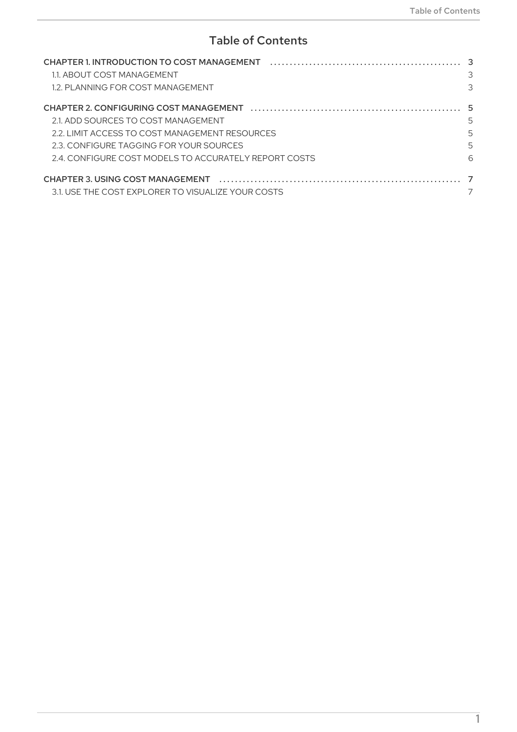# Table of Contents

- CHAPTER 1. INTRODUCTION TO COST MANAGEMENT ..... 3
  - 1.1. ABOUT COST MANAGEMENT ..... 3
  - 1.2. PLANNING FOR COST MANAGEMENT ..... 3
- CHAPTER 2. CONFIGURING COST MANAGEMENT ..... 5
  - 2.1. ADD SOURCES TO COST MANAGEMENT ..... 5
  - 2.2. LIMIT ACCESS TO COST MANAGEMENT RESOURCES ..... 5
  - 2.3. CONFIGURE TAGGING FOR YOUR SOURCES ..... 5
  - 2.4. CONFIGURE COST MODELS TO ACCURATELY REPORT COSTS ..... 6
- CHAPTER 3. USING COST MANAGEMENT ..... 7
  - 3.1. USE THE COST EXPLORER TO VISUALIZE YOUR COSTS ..... 7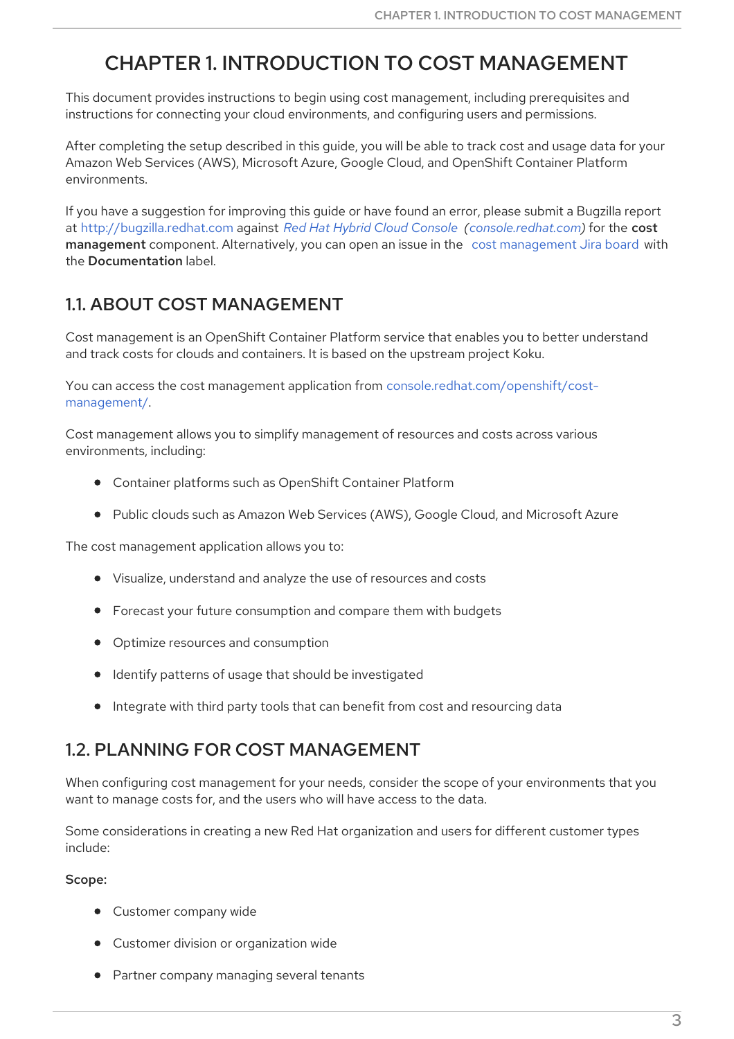# CHAPTER 1. INTRODUCTION TO COST MANAGEMENT

This document provides instructions to begin using cost management, including prerequisites and instructions for connecting your cloud environments, and configuring users and permissions.

After completing the setup described in this guide, you will be able to track cost and usage data for your Amazon Web Services (AWS), Microsoft Azure, Google Cloud, and OpenShift Container Platform environments.

If you have a suggestion for improving this guide or have found an error, please submit a Bugzilla report at http://bugzilla.redhat.com against *Red Hat Hybrid Cloud Console (console.redhat.com)* for the **cost management** component. Alternatively, you can open an issue in the cost management Jira board with the **Documentation** label.

## 1.1. ABOUT COST MANAGEMENT

Cost management is an OpenShift Container Platform service that enables you to better understand and track costs for clouds and containers. It is based on the upstream project Koku.

You can access the cost management application from console.redhat.com/openshift/cost-management/.

Cost management allows you to simplify management of resources and costs across various environments, including:

- Container platforms such as OpenShift Container Platform
- Public clouds such as Amazon Web Services (AWS), Google Cloud, and Microsoft Azure

The cost management application allows you to:

- Visualize, understand and analyze the use of resources and costs
- Forecast your future consumption and compare them with budgets
- Optimize resources and consumption
- Identify patterns of usage that should be investigated
- Integrate with third party tools that can benefit from cost and resourcing data

## 1.2. PLANNING FOR COST MANAGEMENT

When configuring cost management for your needs, consider the scope of your environments that you want to manage costs for, and the users who will have access to the data.

Some considerations in creating a new Red Hat organization and users for different customer types include:

**Scope:**

- Customer company wide
- Customer division or organization wide
- Partner company managing several tenants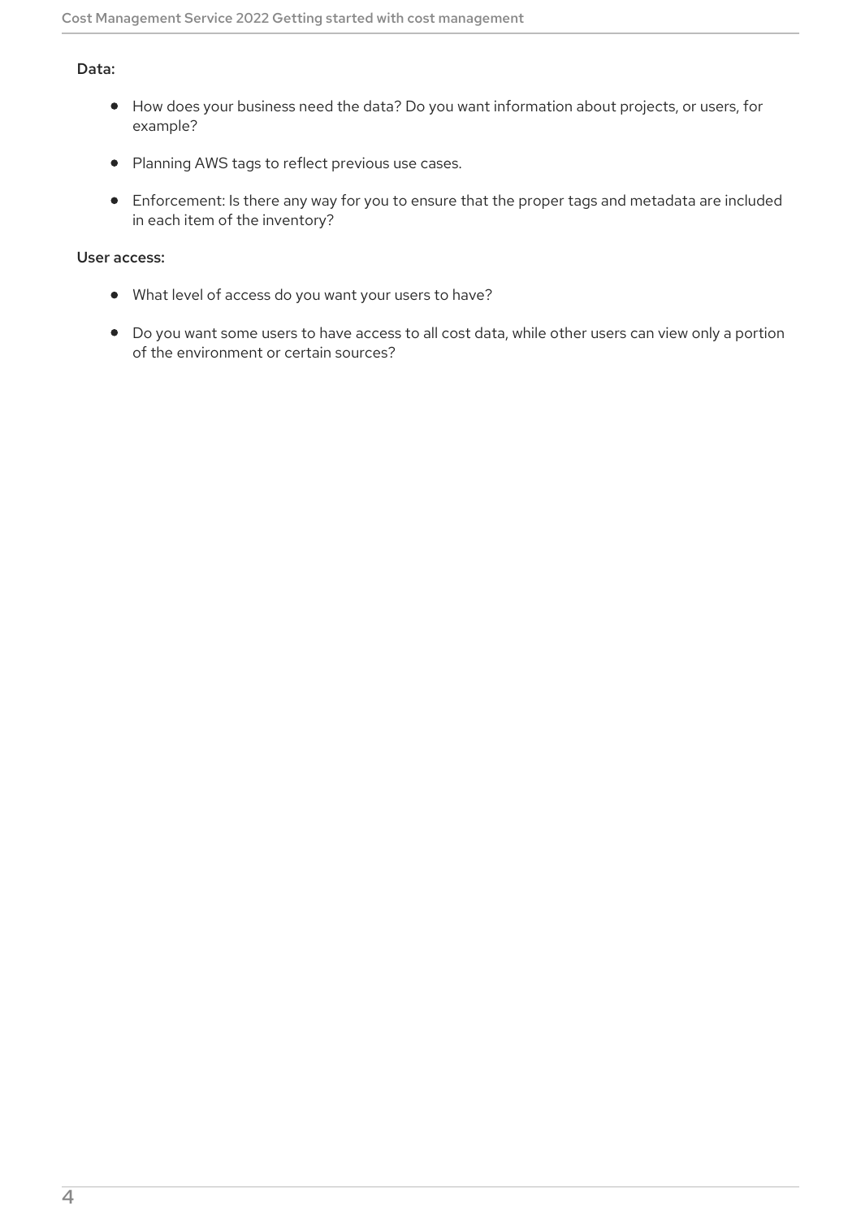**Data:**

- How does your business need the data? Do you want information about projects, or users, for example?
- Planning AWS tags to reflect previous use cases.
- Enforcement: Is there any way for you to ensure that the proper tags and metadata are included in each item of the inventory?

**User access:**

- What level of access do you want your users to have?
- Do you want some users to have access to all cost data, while other users can view only a portion of the environment or certain sources?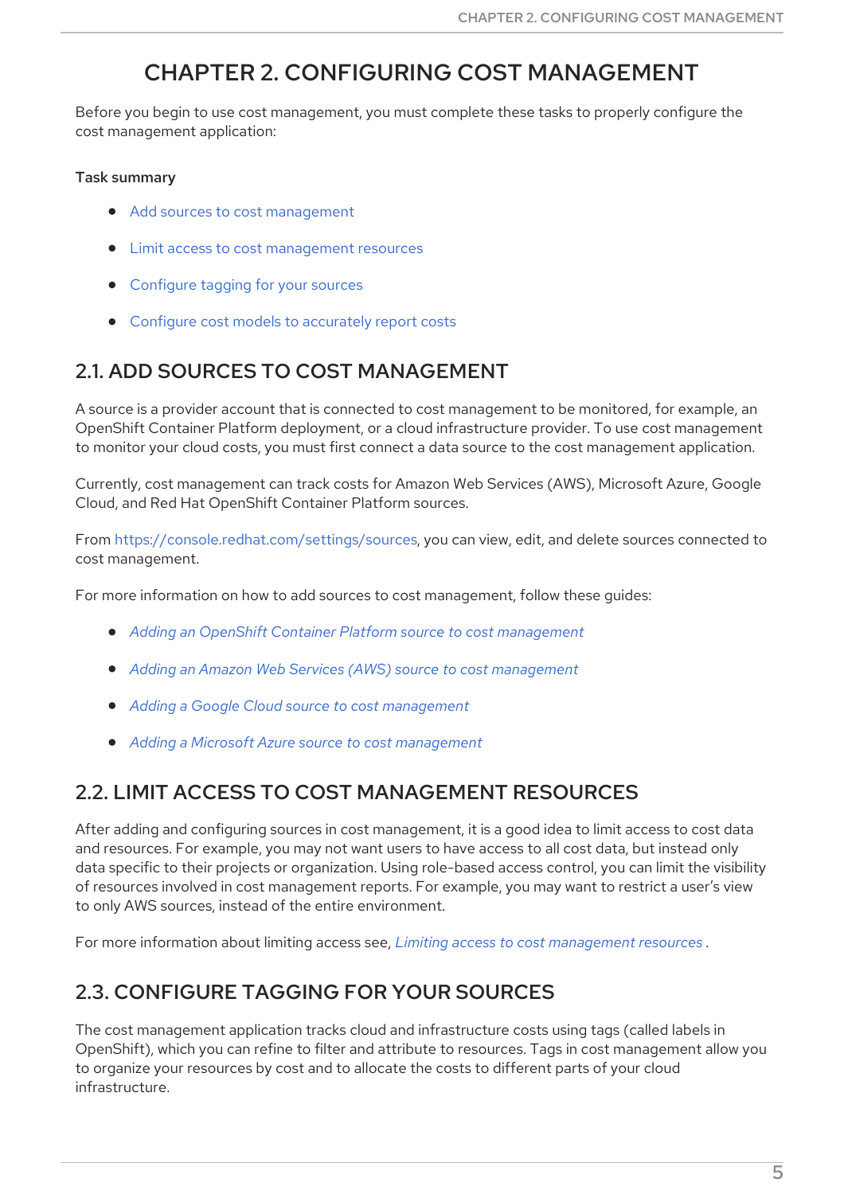# CHAPTER 2. CONFIGURING COST MANAGEMENT

Before you begin to use cost management, you must complete these tasks to properly configure the cost management application:

**Task summary**

- Add sources to cost management
- Limit access to cost management resources
- Configure tagging for your sources
- Configure cost models to accurately report costs

## 2.1. ADD SOURCES TO COST MANAGEMENT

A source is a provider account that is connected to cost management to be monitored, for example, an OpenShift Container Platform deployment, or a cloud infrastructure provider. To use cost management to monitor your cloud costs, you must first connect a data source to the cost management application.

Currently, cost management can track costs for Amazon Web Services (AWS), Microsoft Azure, Google Cloud, and Red Hat OpenShift Container Platform sources.

From https://console.redhat.com/settings/sources, you can view, edit, and delete sources connected to cost management.

For more information on how to add sources to cost management, follow these guides:

- *Adding an OpenShift Container Platform source to cost management*
- *Adding an Amazon Web Services (AWS) source to cost management*
- *Adding a Google Cloud source to cost management*
- *Adding a Microsoft Azure source to cost management*

## 2.2. LIMIT ACCESS TO COST MANAGEMENT RESOURCES

After adding and configuring sources in cost management, it is a good idea to limit access to cost data and resources. For example, you may not want users to have access to all cost data, but instead only data specific to their projects or organization. Using role-based access control, you can limit the visibility of resources involved in cost management reports. For example, you may want to restrict a user's view to only AWS sources, instead of the entire environment.

For more information about limiting access see, *Limiting access to cost management resources* .

## 2.3. CONFIGURE TAGGING FOR YOUR SOURCES

The cost management application tracks cloud and infrastructure costs using tags (called labels in OpenShift), which you can refine to filter and attribute to resources. Tags in cost management allow you to organize your resources by cost and to allocate the costs to different parts of your cloud infrastructure.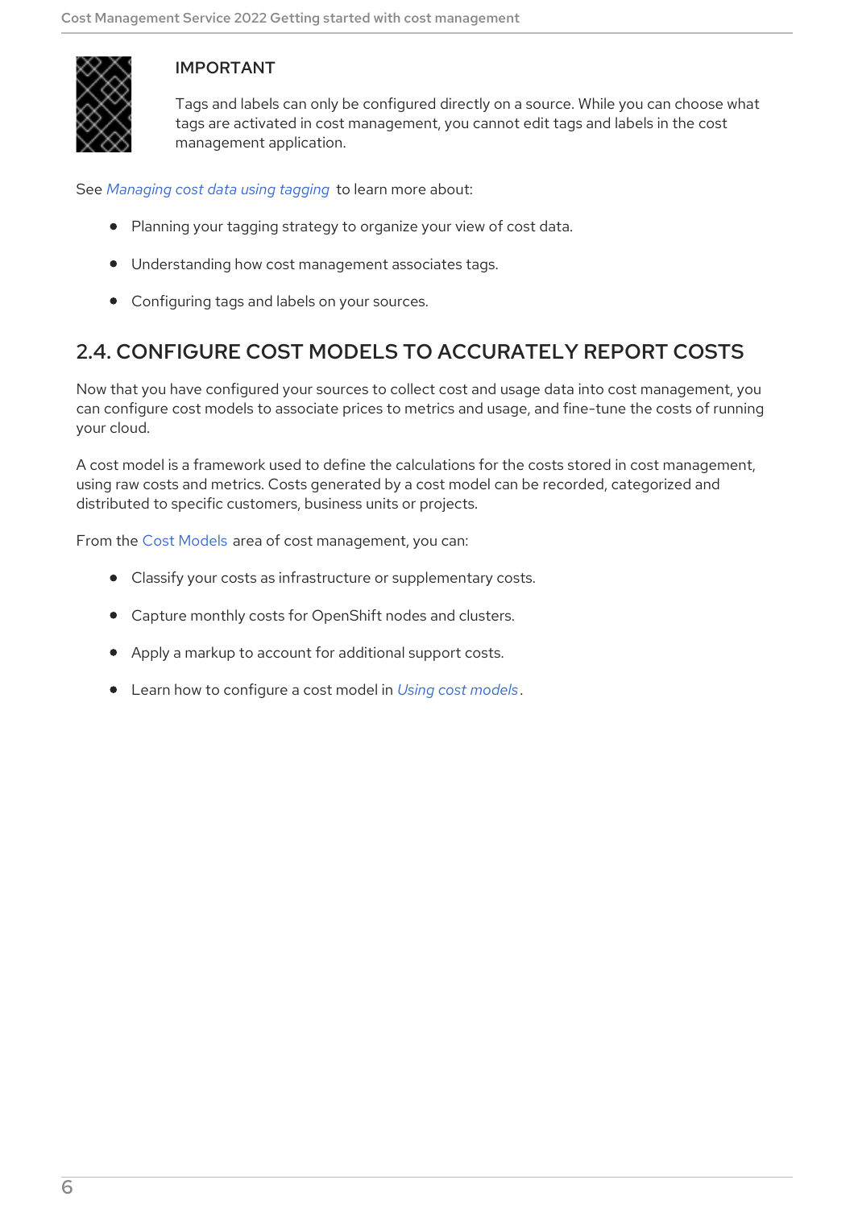> **IMPORTANT**
>
> Tags and labels can only be configured directly on a source. While you can choose what tags are activated in cost management, you cannot edit tags and labels in the cost management application.

See *Managing cost data using tagging* to learn more about:

- Planning your tagging strategy to organize your view of cost data.
- Understanding how cost management associates tags.
- Configuring tags and labels on your sources.

## 2.4. CONFIGURE COST MODELS TO ACCURATELY REPORT COSTS

Now that you have configured your sources to collect cost and usage data into cost management, you can configure cost models to associate prices to metrics and usage, and fine-tune the costs of running your cloud.

A cost model is a framework used to define the calculations for the costs stored in cost management, using raw costs and metrics. Costs generated by a cost model can be recorded, categorized and distributed to specific customers, business units or projects.

From the Cost Models area of cost management, you can:

- Classify your costs as infrastructure or supplementary costs.
- Capture monthly costs for OpenShift nodes and clusters.
- Apply a markup to account for additional support costs.
- Learn how to configure a cost model in *Using cost models*.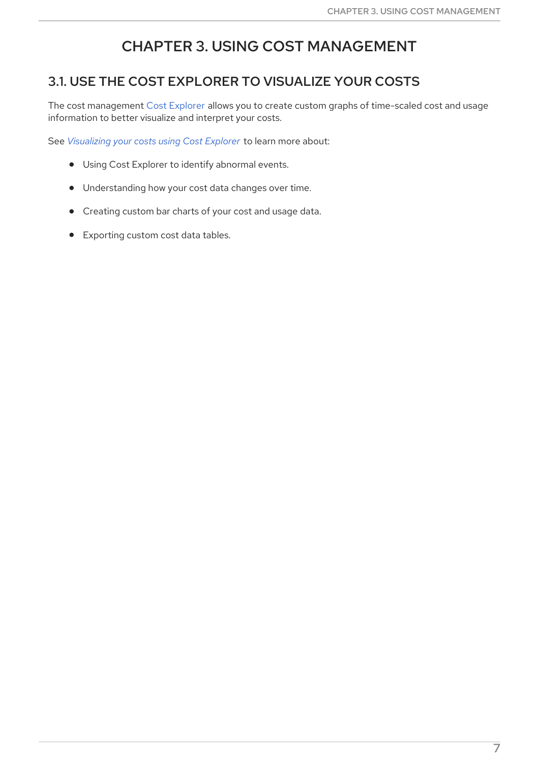# CHAPTER 3. USING COST MANAGEMENT

## 3.1. USE THE COST EXPLORER TO VISUALIZE YOUR COSTS

The cost management Cost Explorer allows you to create custom graphs of time-scaled cost and usage information to better visualize and interpret your costs.

See *Visualizing your costs using Cost Explorer* to learn more about:

- Using Cost Explorer to identify abnormal events.
- Understanding how your cost data changes over time.
- Creating custom bar charts of your cost and usage data.
- Exporting custom cost data tables.